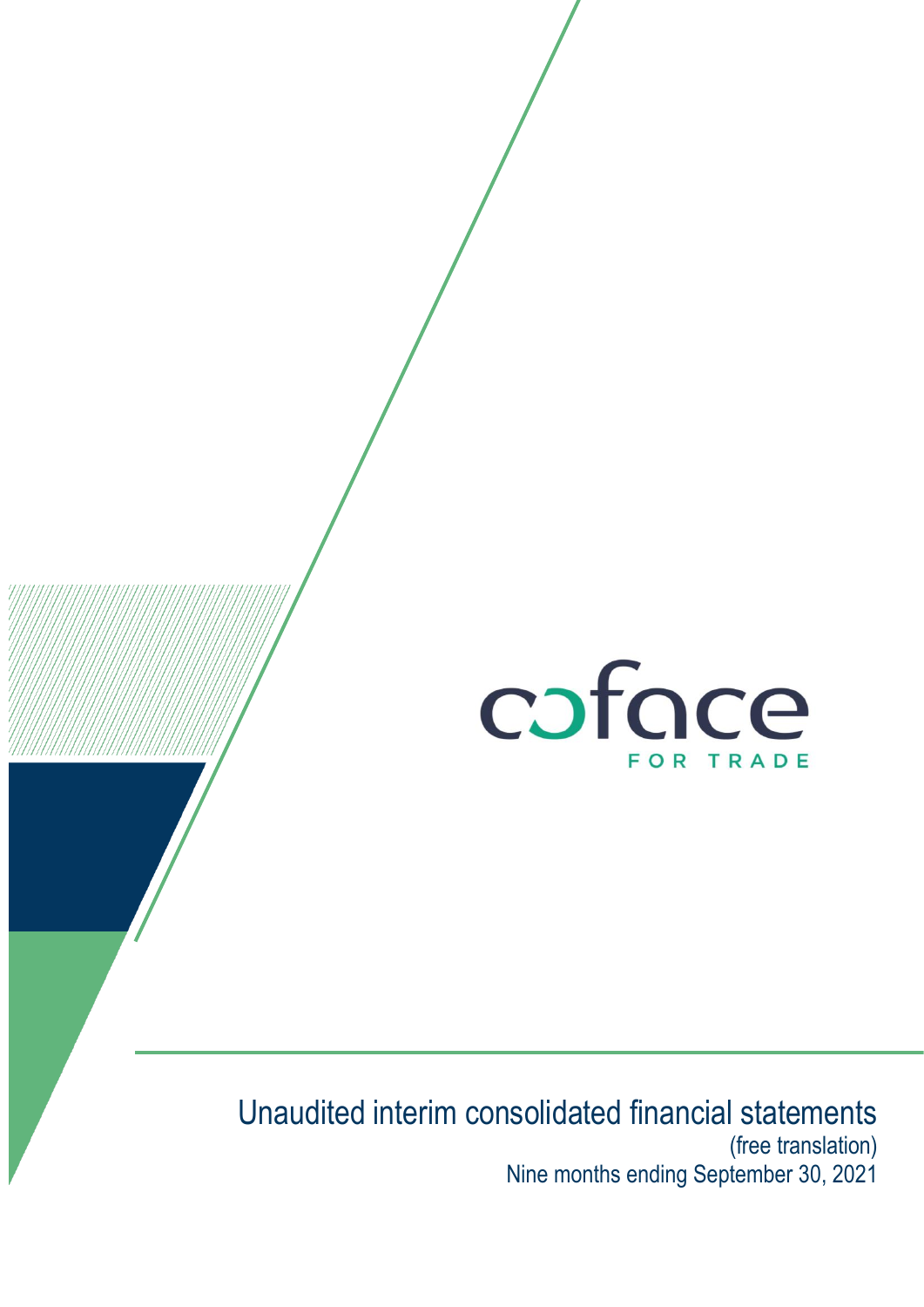coface

FOR TRADE

# Unaudited interim consolidated financial statements

(free translation)

Nine months ending September 30, 2021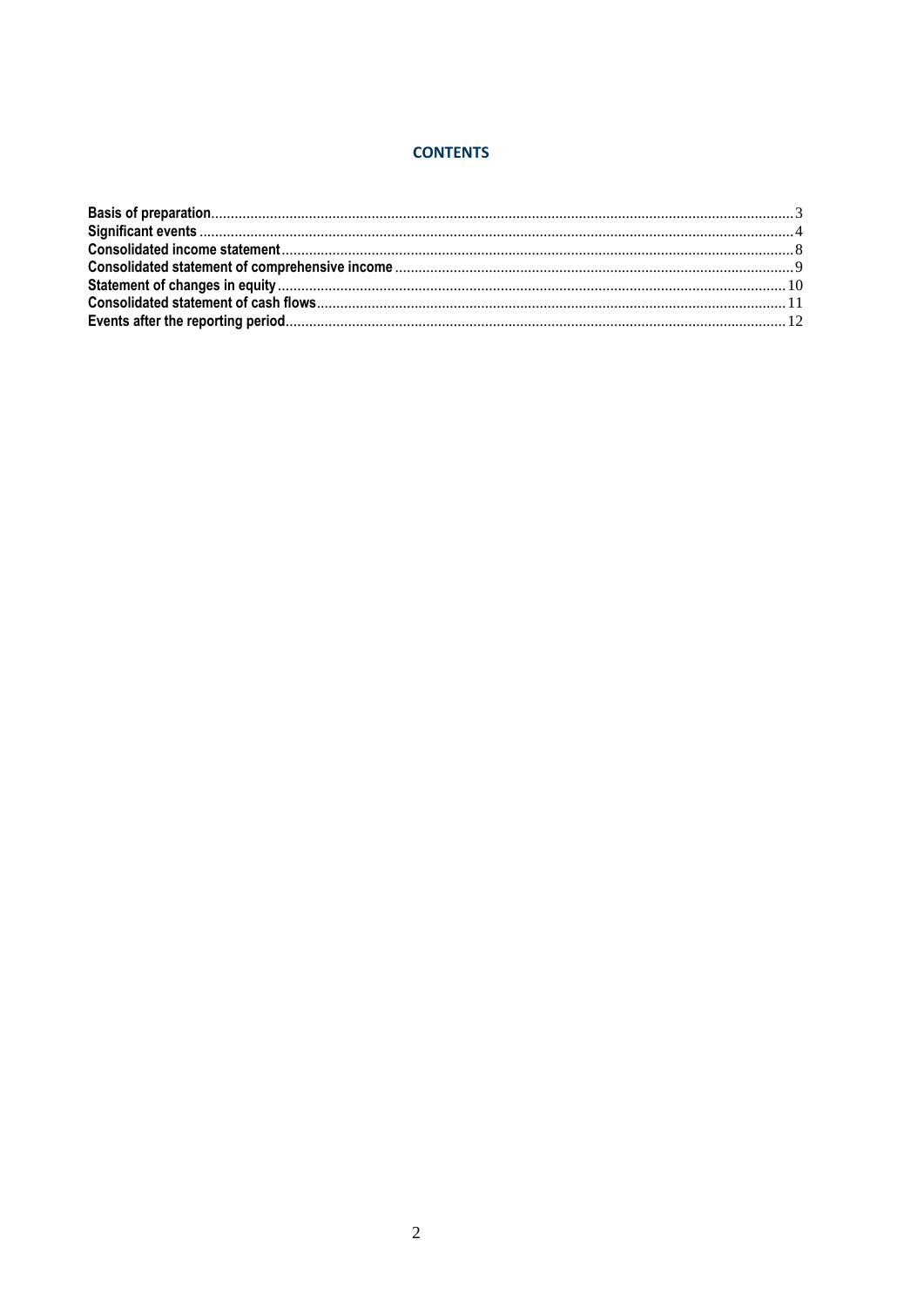# CONTENTS

**Basis of preparation** ..................................................... 3
**Significant events** ..................................................... 4
**Consolidated income statement** ..................................................... 8
**Consolidated statement of comprehensive income** ..................................................... 9
**Statement of changes in equity** ..................................................... 10
**Consolidated statement of cash flows** ..................................................... 11
**Events after the reporting period** ..................................................... 12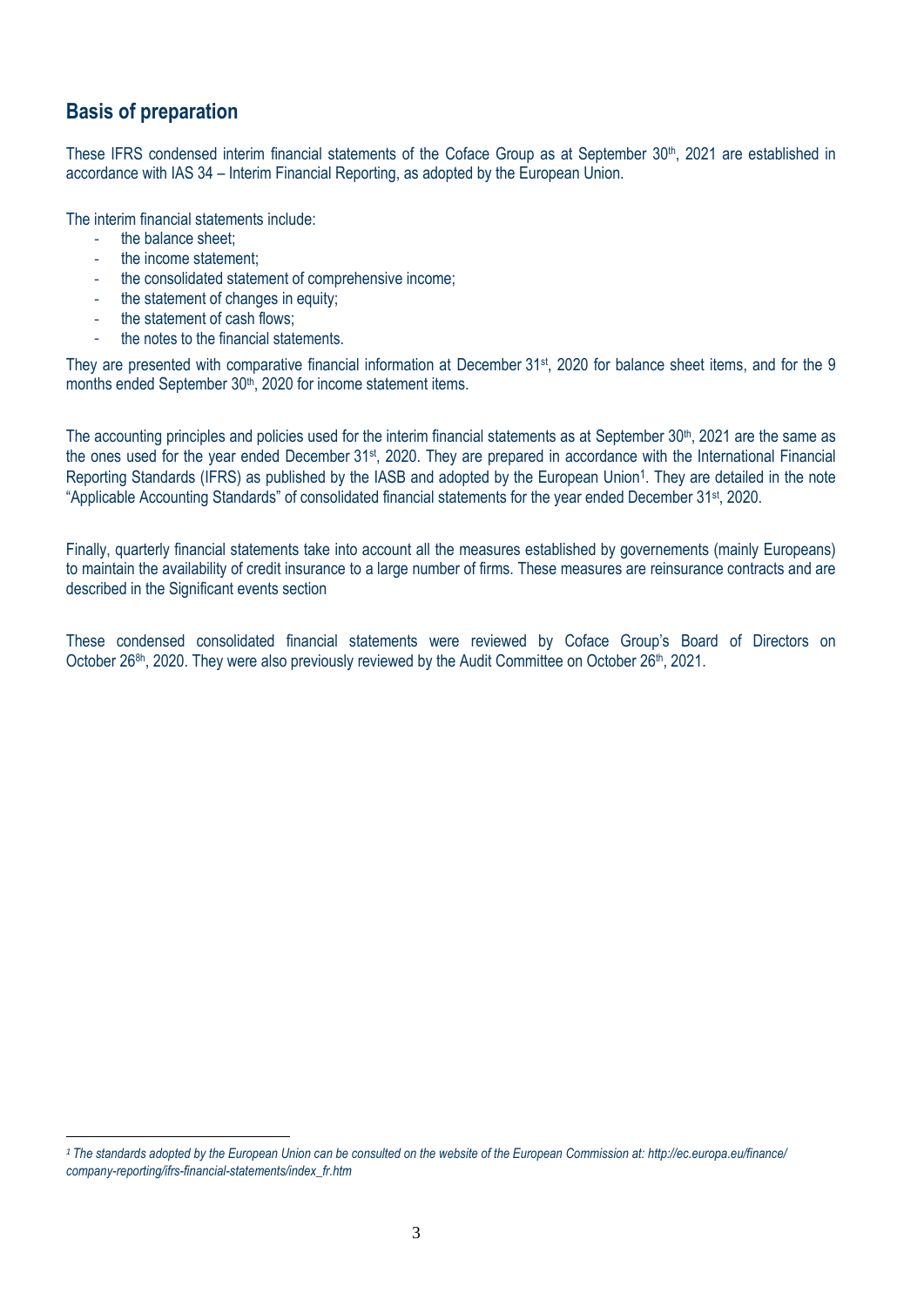## Basis of preparation

These IFRS condensed interim financial statements of the Coface Group as at September 30th, 2021 are established in accordance with IAS 34 – Interim Financial Reporting, as adopted by the European Union.

The interim financial statements include:

- the balance sheet;
- the income statement;
- the consolidated statement of comprehensive income;
- the statement of changes in equity;
- the statement of cash flows;
- the notes to the financial statements.

They are presented with comparative financial information at December 31st, 2020 for balance sheet items, and for the 9 months ended September 30th, 2020 for income statement items.

The accounting principles and policies used for the interim financial statements as at September 30th, 2021 are the same as the ones used for the year ended December 31st, 2020. They are prepared in accordance with the International Financial Reporting Standards (IFRS) as published by the IASB and adopted by the European Union[1]. They are detailed in the note "Applicable Accounting Standards" of consolidated financial statements for the year ended December 31st, 2020.

Finally, quarterly financial statements take into account all the measures established by governements (mainly Europeans) to maintain the availability of credit insurance to a large number of firms. These measures are reinsurance contracts and are described in the Significant events section

These condensed consolidated financial statements were reviewed by Coface Group's Board of Directors on October 26[8h], 2020. They were also previously reviewed by the Audit Committee on October 26th, 2021.

---

*[1] The standards adopted by the European Union can be consulted on the website of the European Commission at: http://ec.europa.eu/finance/company-reporting/ifrs-financial-statements/index_fr.htm*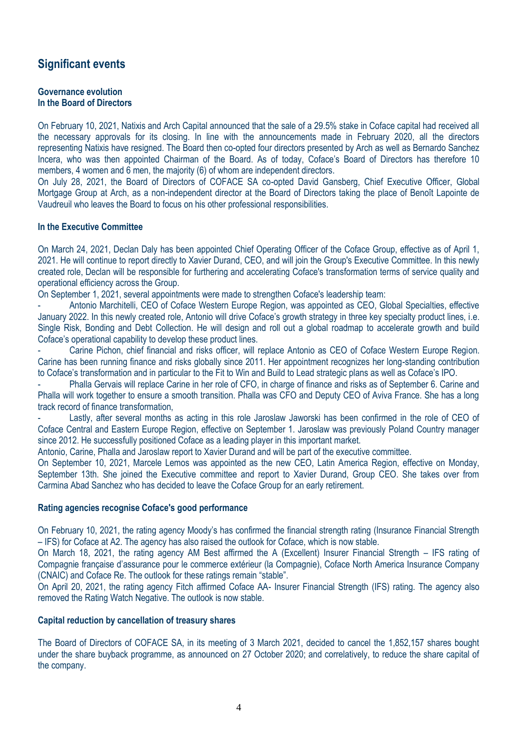## Significant events

### Governance evolution
### In the Board of Directors

On February 10, 2021, Natixis and Arch Capital announced that the sale of a 29.5% stake in Coface capital had received all the necessary approvals for its closing. In line with the announcements made in February 2020, all the directors representing Natixis have resigned. The Board then co-opted four directors presented by Arch as well as Bernardo Sanchez Incera, who was then appointed Chairman of the Board. As of today, Coface's Board of Directors has therefore 10 members, 4 women and 6 men, the majority (6) of whom are independent directors.
On July 28, 2021, the Board of Directors of COFACE SA co-opted David Gansberg, Chief Executive Officer, Global Mortgage Group at Arch, as a non-independent director at the Board of Directors taking the place of Benoît Lapointe de Vaudreuil who leaves the Board to focus on his other professional responsibilities.

### In the Executive Committee

On March 24, 2021, Declan Daly has been appointed Chief Operating Officer of the Coface Group, effective as of April 1, 2021. He will continue to report directly to Xavier Durand, CEO, and will join the Group's Executive Committee. In this newly created role, Declan will be responsible for furthering and accelerating Coface's transformation terms of service quality and operational efficiency across the Group.
On September 1, 2021, several appointments were made to strengthen Coface's leadership team:

- Antonio Marchitelli, CEO of Coface Western Europe Region, was appointed as CEO, Global Specialties, effective January 2022. In this newly created role, Antonio will drive Coface's growth strategy in three key specialty product lines, i.e. Single Risk, Bonding and Debt Collection. He will design and roll out a global roadmap to accelerate growth and build Coface's operational capability to develop these product lines.
- Carine Pichon, chief financial and risks officer, will replace Antonio as CEO of Coface Western Europe Region. Carine has been running finance and risks globally since 2011. Her appointment recognizes her long-standing contribution to Coface's transformation and in particular to the Fit to Win and Build to Lead strategic plans as well as Coface's IPO.
- Phalla Gervais will replace Carine in her role of CFO, in charge of finance and risks as of September 6. Carine and Phalla will work together to ensure a smooth transition. Phalla was CFO and Deputy CEO of Aviva France. She has a long track record of finance transformation,
- Lastly, after several months as acting in this role Jaroslaw Jaworski has been confirmed in the role of CEO of Coface Central and Eastern Europe Region, effective on September 1. Jaroslaw was previously Poland Country manager since 2012. He successfully positioned Coface as a leading player in this important market.

Antonio, Carine, Phalla and Jaroslaw report to Xavier Durand and will be part of the executive committee.
On September 10, 2021, Marcele Lemos was appointed as the new CEO, Latin America Region, effective on Monday, September 13th. She joined the Executive committee and report to Xavier Durand, Group CEO. She takes over from Carmina Abad Sanchez who has decided to leave the Coface Group for an early retirement.

### Rating agencies recognise Coface's good performance

On February 10, 2021, the rating agency Moody's has confirmed the financial strength rating (Insurance Financial Strength – IFS) for Coface at A2. The agency has also raised the outlook for Coface, which is now stable.
On March 18, 2021, the rating agency AM Best affirmed the A (Excellent) Insurer Financial Strength – IFS rating of Compagnie française d'assurance pour le commerce extérieur (la Compagnie), Coface North America Insurance Company (CNAIC) and Coface Re. The outlook for these ratings remain "stable".
On April 20, 2021, the rating agency Fitch affirmed Coface AA- Insurer Financial Strength (IFS) rating. The agency also removed the Rating Watch Negative. The outlook is now stable.

### Capital reduction by cancellation of treasury shares

The Board of Directors of COFACE SA, in its meeting of 3 March 2021, decided to cancel the 1,852,157 shares bought under the share buyback programme, as announced on 27 October 2020; and correlatively, to reduce the share capital of the company.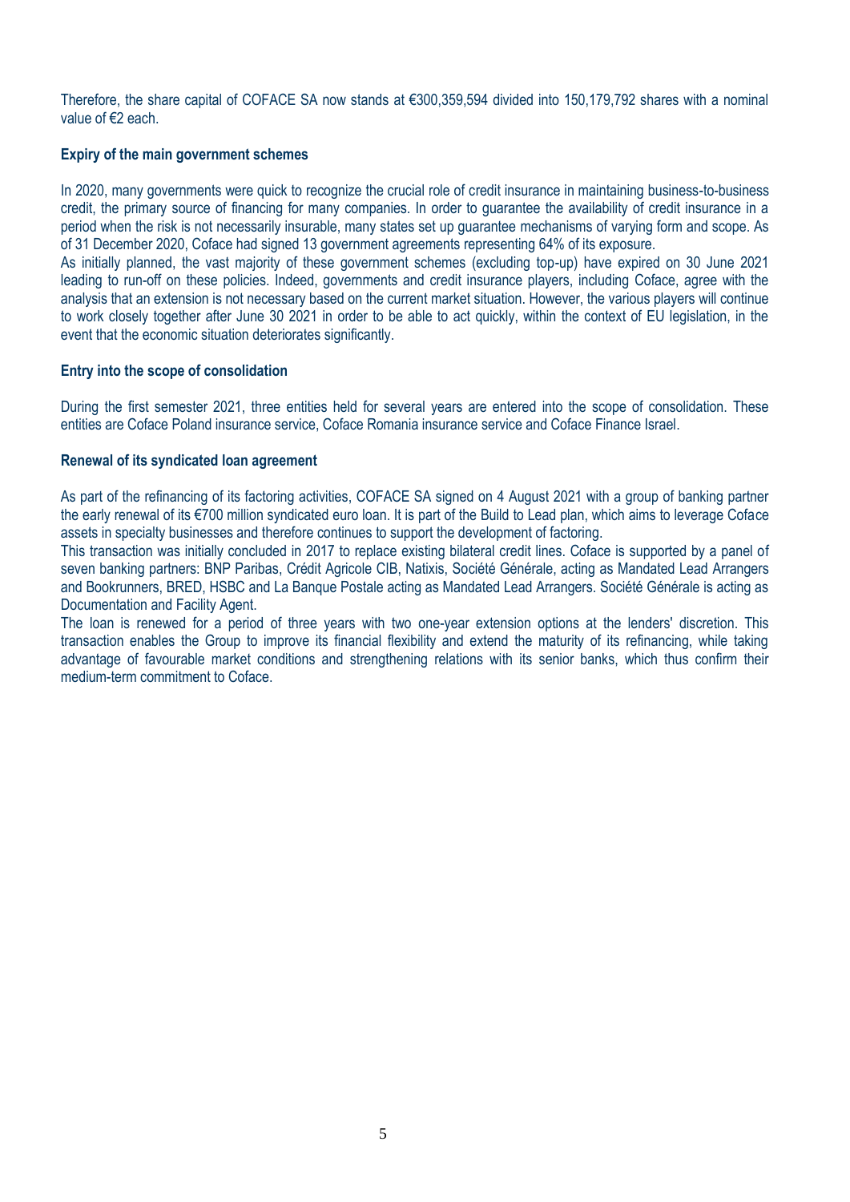Therefore, the share capital of COFACE SA now stands at €300,359,594 divided into 150,179,792 shares with a nominal value of €2 each.

**Expiry of the main government schemes**

In 2020, many governments were quick to recognize the crucial role of credit insurance in maintaining business-to-business credit, the primary source of financing for many companies. In order to guarantee the availability of credit insurance in a period when the risk is not necessarily insurable, many states set up guarantee mechanisms of varying form and scope. As of 31 December 2020, Coface had signed 13 government agreements representing 64% of its exposure.

As initially planned, the vast majority of these government schemes (excluding top-up) have expired on 30 June 2021 leading to run-off on these policies. Indeed, governments and credit insurance players, including Coface, agree with the analysis that an extension is not necessary based on the current market situation. However, the various players will continue to work closely together after June 30 2021 in order to be able to act quickly, within the context of EU legislation, in the event that the economic situation deteriorates significantly.

**Entry into the scope of consolidation**

During the first semester 2021, three entities held for several years are entered into the scope of consolidation. These entities are Coface Poland insurance service, Coface Romania insurance service and Coface Finance Israel.

**Renewal of its syndicated loan agreement**

As part of the refinancing of its factoring activities, COFACE SA signed on 4 August 2021 with a group of banking partner the early renewal of its €700 million syndicated euro loan. It is part of the Build to Lead plan, which aims to leverage Coface assets in specialty businesses and therefore continues to support the development of factoring.

This transaction was initially concluded in 2017 to replace existing bilateral credit lines. Coface is supported by a panel of seven banking partners: BNP Paribas, Crédit Agricole CIB, Natixis, Société Générale, acting as Mandated Lead Arrangers and Bookrunners, BRED, HSBC and La Banque Postale acting as Mandated Lead Arrangers. Société Générale is acting as Documentation and Facility Agent.

The loan is renewed for a period of three years with two one-year extension options at the lenders' discretion. This transaction enables the Group to improve its financial flexibility and extend the maturity of its refinancing, while taking advantage of favourable market conditions and strengthening relations with its senior banks, which thus confirm their medium-term commitment to Coface.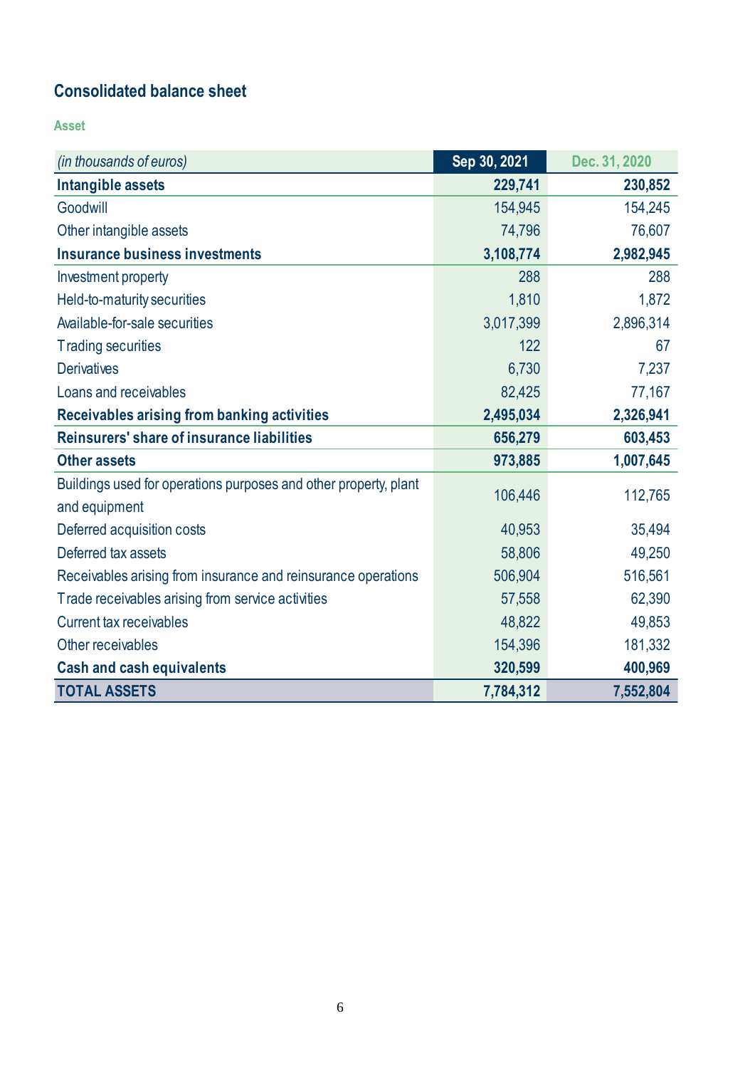## Consolidated balance sheet

### Asset

| *(in thousands of euros)* | Sep 30, 2021 | Dec. 31, 2020 |
|---|---|---|
| **Intangible assets** | **229,741** | **230,852** |
| Goodwill | 154,945 | 154,245 |
| Other intangible assets | 74,796 | 76,607 |
| **Insurance business investments** | **3,108,774** | **2,982,945** |
| Investment property | 288 | 288 |
| Held-to-maturity securities | 1,810 | 1,872 |
| Available-for-sale securities | 3,017,399 | 2,896,314 |
| Trading securities | 122 | 67 |
| Derivatives | 6,730 | 7,237 |
| Loans and receivables | 82,425 | 77,167 |
| **Receivables arising from banking activities** | **2,495,034** | **2,326,941** |
| **Reinsurers' share of insurance liabilities** | **656,279** | **603,453** |
| **Other assets** | **973,885** | **1,007,645** |
| Buildings used for operations purposes and other property, plant and equipment | 106,446 | 112,765 |
| Deferred acquisition costs | 40,953 | 35,494 |
| Deferred tax assets | 58,806 | 49,250 |
| Receivables arising from insurance and reinsurance operations | 506,904 | 516,561 |
| Trade receivables arising from service activities | 57,558 | 62,390 |
| Current tax receivables | 48,822 | 49,853 |
| Other receivables | 154,396 | 181,332 |
| **Cash and cash equivalents** | **320,599** | **400,969** |
| **TOTAL ASSETS** | **7,784,312** | **7,552,804** |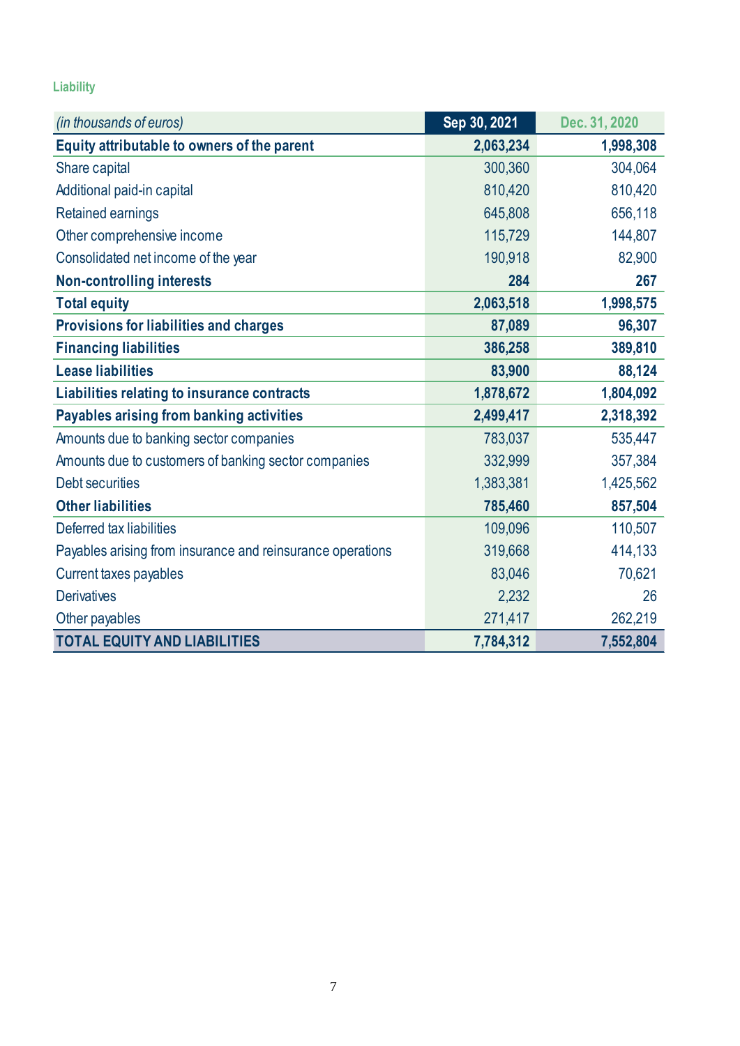### Liability

| *(in thousands of euros)* | Sep 30, 2021 | Dec. 31, 2020 |
|---|---|---|
| **Equity attributable to owners of the parent** | **2,063,234** | **1,998,308** |
| Share capital | 300,360 | 304,064 |
| Additional paid-in capital | 810,420 | 810,420 |
| Retained earnings | 645,808 | 656,118 |
| Other comprehensive income | 115,729 | 144,807 |
| Consolidated net income of the year | 190,918 | 82,900 |
| **Non-controlling interests** | **284** | **267** |
| **Total equity** | **2,063,518** | **1,998,575** |
| **Provisions for liabilities and charges** | **87,089** | **96,307** |
| **Financing liabilities** | **386,258** | **389,810** |
| **Lease liabilities** | **83,900** | **88,124** |
| **Liabilities relating to insurance contracts** | **1,878,672** | **1,804,092** |
| **Payables arising from banking activities** | **2,499,417** | **2,318,392** |
| Amounts due to banking sector companies | 783,037 | 535,447 |
| Amounts due to customers of banking sector companies | 332,999 | 357,384 |
| Debt securities | 1,383,381 | 1,425,562 |
| **Other liabilities** | **785,460** | **857,504** |
| Deferred tax liabilities | 109,096 | 110,507 |
| Payables arising from insurance and reinsurance operations | 319,668 | 414,133 |
| Current taxes payables | 83,046 | 70,621 |
| Derivatives | 2,232 | 26 |
| Other payables | 271,417 | 262,219 |
| **TOTAL EQUITY AND LIABILITIES** | **7,784,312** | **7,552,804** |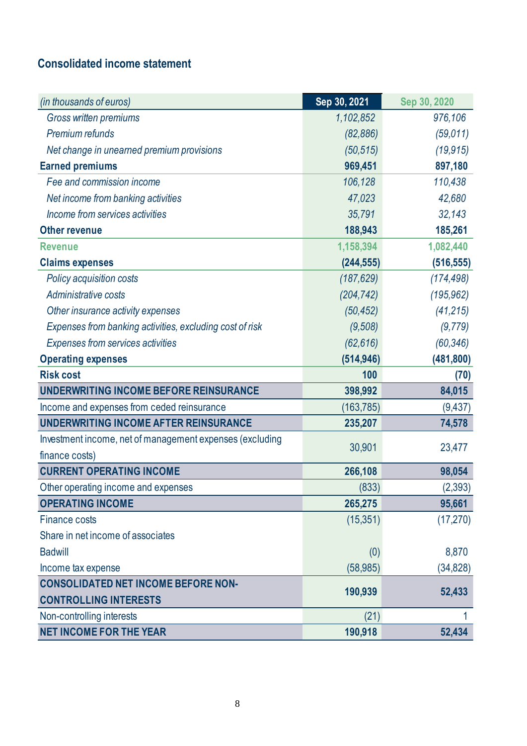## Consolidated income statement

| *(in thousands of euros)* | Sep 30, 2021 | Sep 30, 2020 |
|---|---|---|
| *Gross written premiums* | *1,102,852* | *976,106* |
| *Premium refunds* | *(82,886)* | *(59,011)* |
| *Net change in unearned premium provisions* | *(50,515)* | *(19,915)* |
| **Earned premiums** | **969,451** | **897,180** |
| *Fee and commission income* | *106,128* | *110,438* |
| *Net income from banking activities* | *47,023* | *42,680* |
| *Income from services activities* | *35,791* | *32,143* |
| **Other revenue** | **188,943** | **185,261** |
| **Revenue** | **1,158,394** | **1,082,440** |
| **Claims expenses** | **(244,555)** | **(516,555)** |
| *Policy acquisition costs* | *(187,629)* | *(174,498)* |
| *Administrative costs* | *(204,742)* | *(195,962)* |
| *Other insurance activity expenses* | *(50,452)* | *(41,215)* |
| *Expenses from banking activities, excluding cost of risk* | *(9,508)* | *(9,779)* |
| *Expenses from services activities* | *(62,616)* | *(60,346)* |
| **Operating expenses** | **(514,946)** | **(481,800)** |
| **Risk cost** | **100** | **(70)** |
| **UNDERWRITING INCOME BEFORE REINSURANCE** | **398,992** | **84,015** |
| Income and expenses from ceded reinsurance | (163,785) | (9,437) |
| **UNDERWRITING INCOME AFTER REINSURANCE** | **235,207** | **74,578** |
| Investment income, net of management expenses (excluding finance costs) | 30,901 | 23,477 |
| **CURRENT OPERATING INCOME** | **266,108** | **98,054** |
| Other operating income and expenses | (833) | (2,393) |
| **OPERATING INCOME** | **265,275** | **95,661** |
| Finance costs | (15,351) | (17,270) |
| Share in net income of associates | | |
| Badwill | (0) | 8,870 |
| Income tax expense | (58,985) | (34,828) |
| **CONSOLIDATED NET INCOME BEFORE NON-CONTROLLING INTERESTS** | **190,939** | **52,433** |
| Non-controlling interests | (21) | 1 |
| **NET INCOME FOR THE YEAR** | **190,918** | **52,434** |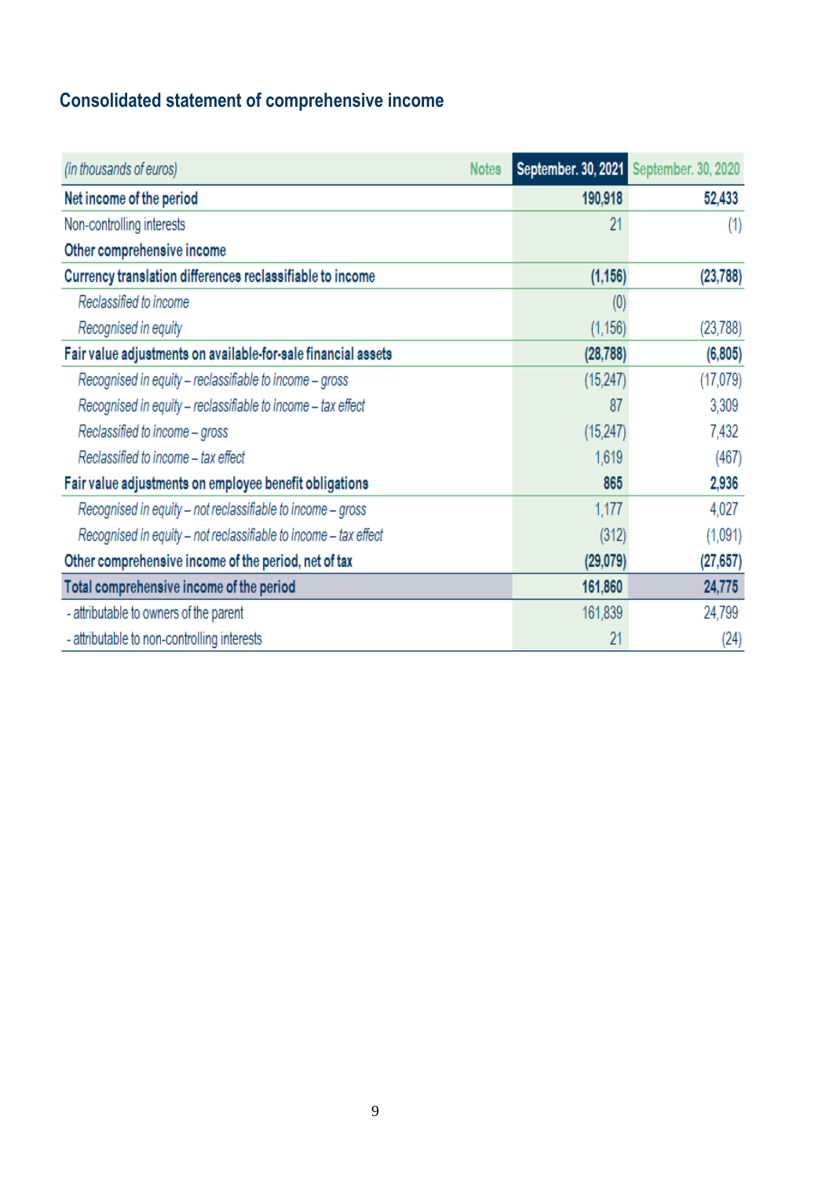## Consolidated statement of comprehensive income

| *(in thousands of euros)* | Notes | September. 30, 2021 | September. 30, 2020 |
|---|---|---|---|
| **Net income of the period** | | **190,918** | **52,433** |
| Non-controlling interests | | 21 | (1) |
| **Other comprehensive income** | | | |
| **Currency translation differences reclassifiable to income** | | **(1,156)** | **(23,788)** |
| *Reclassified to income* | | (0) | |
| *Recognised in equity* | | (1,156) | (23,788) |
| **Fair value adjustments on available-for-sale financial assets** | | **(28,788)** | **(6,805)** |
| *Recognised in equity – reclassifiable to income – gross* | | (15,247) | (17,079) |
| *Recognised in equity – reclassifiable to income – tax effect* | | 87 | 3,309 |
| *Reclassified to income – gross* | | (15,247) | 7,432 |
| *Reclassified to income – tax effect* | | 1,619 | (467) |
| **Fair value adjustments on employee benefit obligations** | | **865** | **2,936** |
| *Recognised in equity – not reclassifiable to income – gross* | | 1,177 | 4,027 |
| *Recognised in equity – not reclassifiable to income – tax effect* | | (312) | (1,091) |
| **Other comprehensive income of the period, net of tax** | | **(29,079)** | **(27,657)** |
| **Total comprehensive income of the period** | | **161,860** | **24,775** |
| - attributable to owners of the parent | | 161,839 | 24,799 |
| - attributable to non-controlling interests | | 21 | (24) |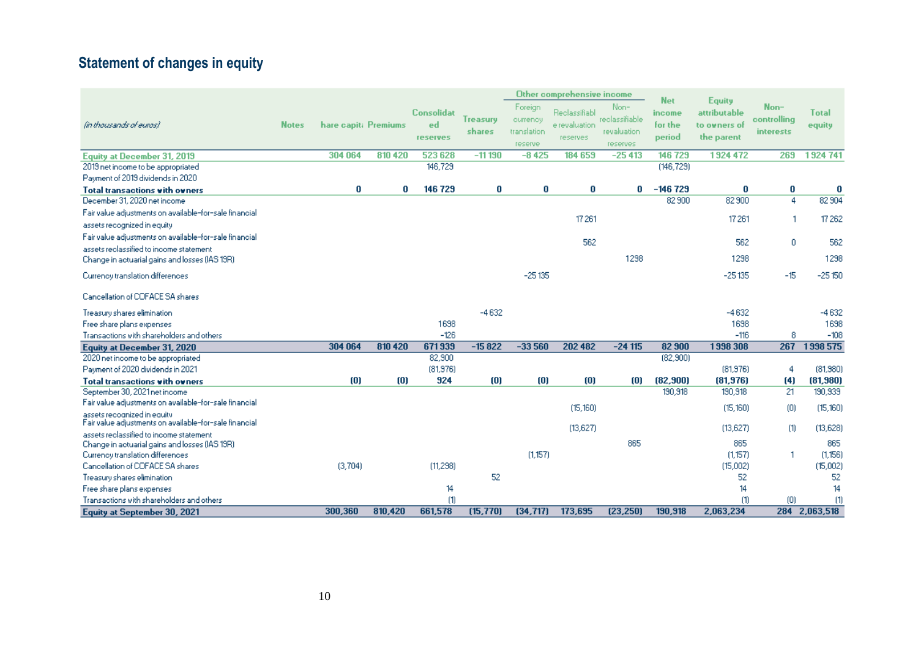## Statement of changes in equity

| *(in thousands of euros)* | Notes | hare capit: | Premiums | Consolidated reserves | Treasury shares | Other comprehensive income | | | Net income for the period | Equity attributable to owners of the parent | Non-controlling interests | Total equity |
|---|---|---|---|---|---|---|---|---|---|---|---|---|
| | | | | | | Foreign currency translation reserve | Reclassifiable revaluation reserves | Non-reclassifiable revaluation reserves | | | | |
| **Equity at December 31, 2019** | | 304 064 | 810 420 | 523 628 | -11 190 | -8 425 | 184 659 | -25 413 | 146 729 | 1 924 472 | 269 | 1 924 741 |
| 2019 net income to be appropriated | | | | 146,729 | | | | | (146,729) | | | |
| Payment of 2019 dividends in 2020 | | | | | | | | | | | | |
| **Total transactions with owners** | | 0 | 0 | 146 729 | 0 | 0 | 0 | 0 | -146 729 | 0 | 0 | 0 |
| December 31, 2020 net income | | | | | | | | | 82 900 | 82 900 | 4 | 82 904 |
| Fair value adjustments on available-for-sale financial assets recognized in equity | | | | | | | 17 261 | | | 17 261 | 1 | 17 262 |
| Fair value adjustments on available-for-sale financial assets reclassified to income statement | | | | | | | 562 | | | 562 | 0 | 562 |
| Change in actuarial gains and losses (IAS 19R) | | | | | | | | 1 298 | | 1 298 | | 1 298 |
| Currency translation differences | | | | | | -25 135 | | | | -25 135 | -15 | -25 150 |
| Cancellation of COFACE SA shares | | | | | | | | | | | | |
| Treasury shares elimination | | | | | -4 632 | | | | | -4 632 | | -4 632 |
| Free share plans expenses | | | | 1 698 | | | | | | 1 698 | | 1 698 |
| Transactions with shareholders and others | | | | -126 | | | | | | -116 | 8 | -108 |
| **Equity at December 31, 2020** | | 304 064 | 810 420 | 671 939 | -15 822 | -33 560 | 202 482 | -24 115 | 82 900 | 1 998 308 | 267 | 1 998 575 |
| 2020 net income to be appropriated | | | | 82,900 | | | | | (82,900) | | | |
| Payment of 2020 dividends in 2021 | | | | (81,976) | | | | | | (81,976) | 4 | (81,980) |
| **Total transactions with owners** | | (0) | (0) | 924 | (0) | (0) | (0) | (0) | (82,900) | (81,976) | (4) | (81,980) |
| September 30, 2021 net income | | | | | | | | | 190,918 | 190,918 | 21 | 190,939 |
| Fair value adjustments on available-for-sale financial assets recognized in equity | | | | | | | (15,160) | | | (15,160) | (0) | (15,160) |
| Fair value adjustments on available-for-sale financial assets reclassified to income statement | | | | | | | (13,627) | | | (13,627) | (1) | (13,628) |
| Change in actuarial gains and losses (IAS 19R) | | | | | | | | 865 | | 865 | | 865 |
| Currency translation differences | | | | | | (1,157) | | | | (1,157) | 1 | (1,156) |
| Cancellation of COFACE SA shares | | (3,704) | | (11,298) | | | | | | (15,002) | | (15,002) |
| Treasury shares elimination | | | | | 52 | | | | | 52 | | 52 |
| Free share plans expenses | | | | 14 | | | | | | 14 | | 14 |
| Transactions with shareholders and others | | | | (1) | | | | | | (1) | (0) | (1) |
| **Equity at September 30, 2021** | | 300,360 | 810,420 | 661,578 | (15,770) | (34,717) | 173,695 | (23,250) | 190,918 | 2,063,234 | 284 | 2,063,518 |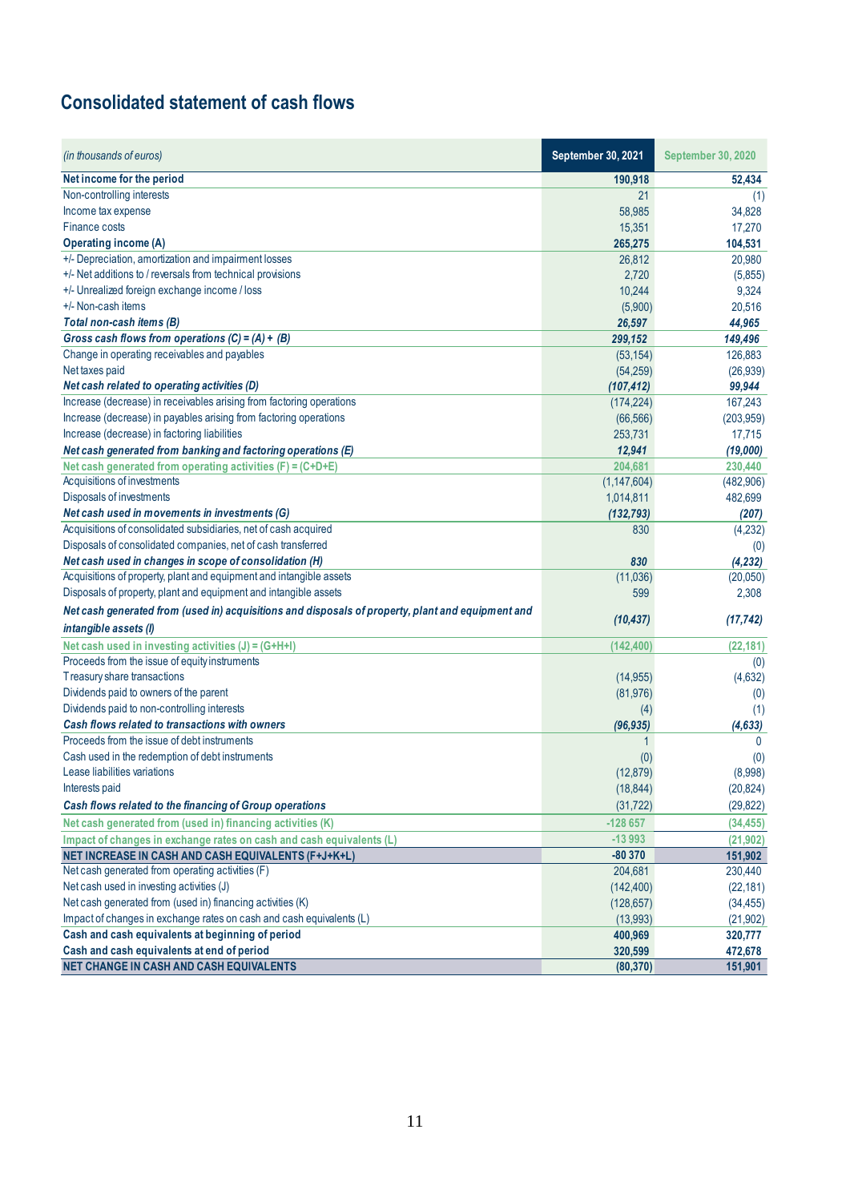## Consolidated statement of cash flows

| *(in thousands of euros)* | September 30, 2021 | September 30, 2020 |
|---|---|---|
| **Net income for the period** | **190,918** | **52,434** |
| Non-controlling interests | 21 | (1) |
| Income tax expense | 58,985 | 34,828 |
| Finance costs | 15,351 | 17,270 |
| **Operating income (A)** | **265,275** | **104,531** |
| +/- Depreciation, amortization and impairment losses | 26,812 | 20,980 |
| +/- Net additions to / reversals from technical provisions | 2,720 | (5,855) |
| +/- Unrealized foreign exchange income / loss | 10,244 | 9,324 |
| +/- Non-cash items | (5,900) | 20,516 |
| ***Total non-cash items (B)*** | ***26,597*** | ***44,965*** |
| ***Gross cash flows from operations (C) = (A) + (B)*** | ***299,152*** | ***149,496*** |
| Change in operating receivables and payables | (53,154) | 126,883 |
| Net taxes paid | (54,259) | (26,939) |
| ***Net cash related to operating activities (D)*** | ***(107,412)*** | ***99,944*** |
| Increase (decrease) in receivables arising from factoring operations | (174,224) | 167,243 |
| Increase (decrease) in payables arising from factoring operations | (66,566) | (203,959) |
| Increase (decrease) in factoring liabilities | 253,731 | 17,715 |
| ***Net cash generated from banking and factoring operations (E)*** | ***12,941*** | ***(19,000)*** |
| Net cash generated from operating activities (F) = (C+D+E) | 204,681 | 230,440 |
| Acquisitions of investments | (1,147,604) | (482,906) |
| Disposals of investments | 1,014,811 | 482,699 |
| ***Net cash used in movements in investments (G)*** | ***(132,793)*** | ***(207)*** |
| Acquisitions of consolidated subsidiaries, net of cash acquired | 830 | (4,232) |
| Disposals of consolidated companies, net of cash transferred | | (0) |
| ***Net cash used in changes in scope of consolidation (H)*** | ***830*** | ***(4,232)*** |
| Acquisitions of property, plant and equipment and intangible assets | (11,036) | (20,050) |
| Disposals of property, plant and equipment and intangible assets | 599 | 2,308 |
| ***Net cash generated from (used in) acquisitions and disposals of property, plant and equipment and intangible assets (I)*** | ***(10,437)*** | ***(17,742)*** |
| Net cash used in investing activities (J) = (G+H+I) | (142,400) | (22,181) |
| Proceeds from the issue of equity instruments | | (0) |
| Treasury share transactions | (14,955) | (4,632) |
| Dividends paid to owners of the parent | (81,976) | (0) |
| Dividends paid to non-controlling interests | (4) | (1) |
| ***Cash flows related to transactions with owners*** | ***(96,935)*** | ***(4,633)*** |
| Proceeds from the issue of debt instruments | 1 | 0 |
| Cash used in the redemption of debt instruments | (0) | (0) |
| Lease liabilities variations | (12,879) | (8,998) |
| Interests paid | (18,844) | (20,824) |
| ***Cash flows related to the financing of Group operations*** | (31,722) | (29,822) |
| Net cash generated from (used in) financing activities (K) | -128 657 | (34,455) |
| Impact of changes in exchange rates on cash and cash equivalents (L) | -13 993 | (21,902) |
| **NET INCREASE IN CASH AND CASH EQUIVALENTS (F+J+K+L)** | **-80 370** | **151,902** |
| Net cash generated from operating activities (F) | 204,681 | 230,440 |
| Net cash used in investing activities (J) | (142,400) | (22,181) |
| Net cash generated from (used in) financing activities (K) | (128,657) | (34,455) |
| Impact of changes in exchange rates on cash and cash equivalents (L) | (13,993) | (21,902) |
| **Cash and cash equivalents at beginning of period** | **400,969** | **320,777** |
| **Cash and cash equivalents at end of period** | **320,599** | **472,678** |
| **NET CHANGE IN CASH AND CASH EQUIVALENTS** | **(80,370)** | **151,901** |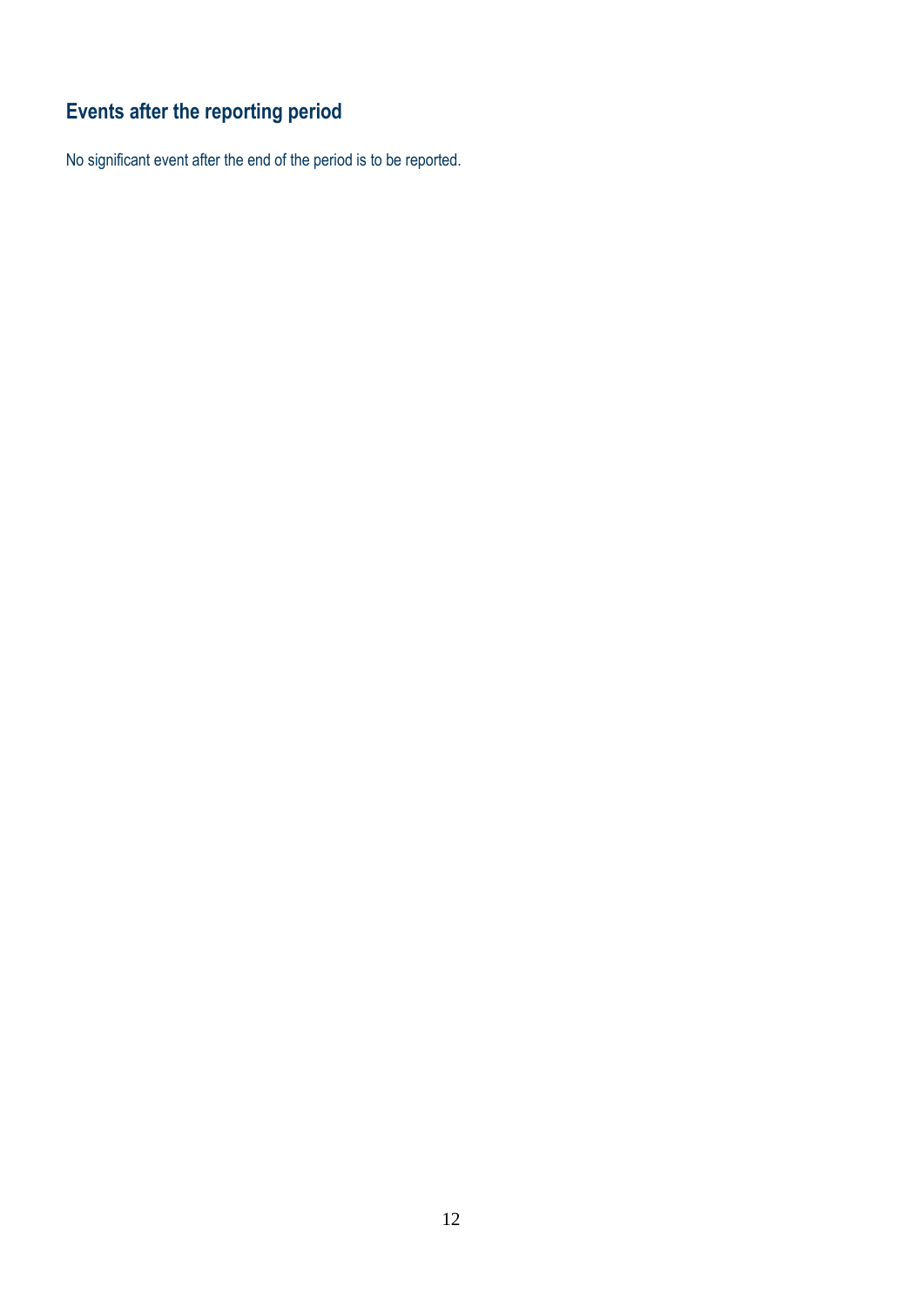## Events after the reporting period

No significant event after the end of the period is to be reported.